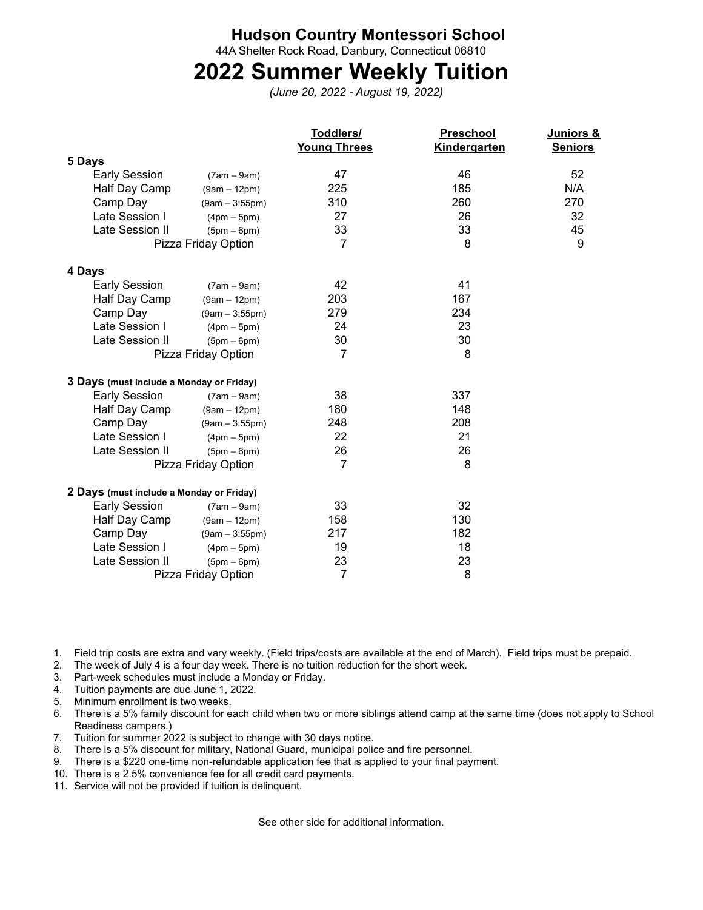# Hudson Country Montessori School

44A Shelter Rock Road, Danbury, Connecticut 06810

# 2022 Summer Weekly Tuition

*(June 20, 2022 - August 19, 2022)*

| | | Toddlers/ Young Threes | Preschool Kindergarten | Juniors & Seniors |
|---|---|---|---|---|
| **5 Days** | | | | |
| Early Session | (7am – 9am) | 47 | 46 | 52 |
| Half Day Camp | (9am – 12pm) | 225 | 185 | N/A |
| Camp Day | (9am – 3:55pm) | 310 | 260 | 270 |
| Late Session I | (4pm – 5pm) | 27 | 26 | 32 |
| Late Session II | (5pm – 6pm) | 33 | 33 | 45 |
| Pizza Friday Option | | 7 | 8 | 9 |
| **4 Days** | | | | |
| Early Session | (7am – 9am) | 42 | 41 | |
| Half Day Camp | (9am – 12pm) | 203 | 167 | |
| Camp Day | (9am – 3:55pm) | 279 | 234 | |
| Late Session I | (4pm – 5pm) | 24 | 23 | |
| Late Session II | (5pm – 6pm) | 30 | 30 | |
| Pizza Friday Option | | 7 | 8 | |
| **3 Days** (must include a Monday or Friday) | | | | |
| Early Session | (7am – 9am) | 38 | 337 | |
| Half Day Camp | (9am – 12pm) | 180 | 148 | |
| Camp Day | (9am – 3:55pm) | 248 | 208 | |
| Late Session I | (4pm – 5pm) | 22 | 21 | |
| Late Session II | (5pm – 6pm) | 26 | 26 | |
| Pizza Friday Option | | 7 | 8 | |
| **2 Days** (must include a Monday or Friday) | | | | |
| Early Session | (7am – 9am) | 33 | 32 | |
| Half Day Camp | (9am – 12pm) | 158 | 130 | |
| Camp Day | (9am – 3:55pm) | 217 | 182 | |
| Late Session I | (4pm – 5pm) | 19 | 18 | |
| Late Session II | (5pm – 6pm) | 23 | 23 | |
| Pizza Friday Option | | 7 | 8 | |

1. Field trip costs are extra and vary weekly. (Field trips/costs are available at the end of March). Field trips must be prepaid.
2. The week of July 4 is a four day week. There is no tuition reduction for the short week.
3. Part-week schedules must include a Monday or Friday.
4. Tuition payments are due June 1, 2022.
5. Minimum enrollment is two weeks.
6. There is a 5% family discount for each child when two or more siblings attend camp at the same time (does not apply to School Readiness campers.)
7. Tuition for summer 2022 is subject to change with 30 days notice.
8. There is a 5% discount for military, National Guard, municipal police and fire personnel.
9. There is a $220 one-time non-refundable application fee that is applied to your final payment.
10. There is a 2.5% convenience fee for all credit card payments.
11. Service will not be provided if tuition is delinquent.

See other side for additional information.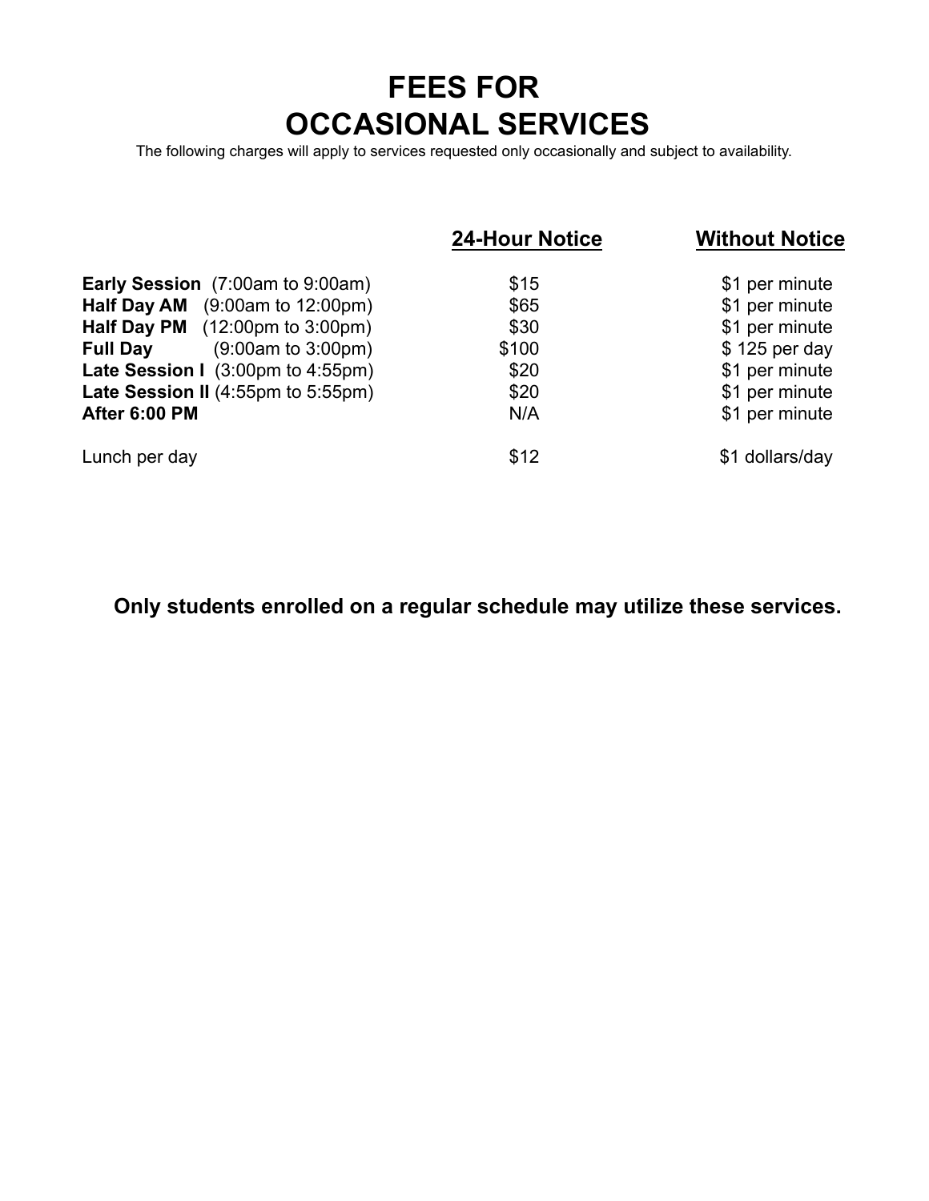# FEES FOR OCCASIONAL SERVICES

The following charges will apply to services requested only occasionally and subject to availability.

| | **24-Hour Notice** | **Without Notice** |
|---|---|---|
| **Early Session** (7:00am to 9:00am) | $15 | $1 per minute |
| **Half Day AM** (9:00am to 12:00pm) | $65 | $1 per minute |
| **Half Day PM** (12:00pm to 3:00pm) | $30 | $1 per minute |
| **Full Day** (9:00am to 3:00pm) | $100 | $ 125 per day |
| **Late Session I** (3:00pm to 4:55pm) | $20 | $1 per minute |
| **Late Session II** (4:55pm to 5:55pm) | $20 | $1 per minute |
| **After 6:00 PM** | N/A | $1 per minute |
| Lunch per day | $12 | $1 dollars/day |

**Only students enrolled on a regular schedule may utilize these services.**